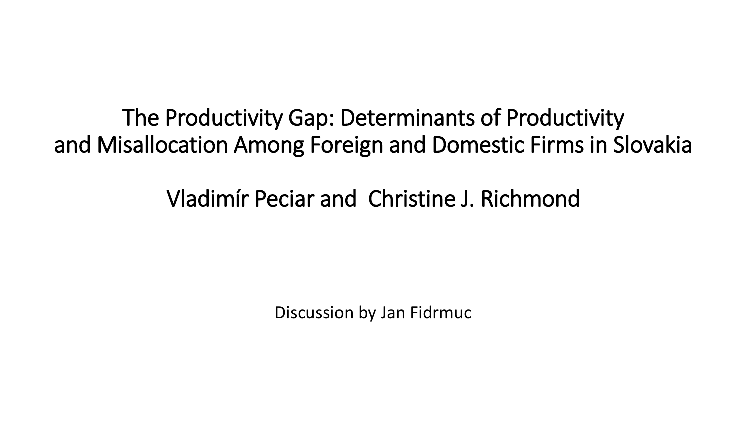# The Productivity Gap: Determinants of Productivity and Misallocation Among Foreign and Domestic Firms in Slovakia

## Vladimír Peciar and Christine J. Richmond

Discussion by Jan Fidrmuc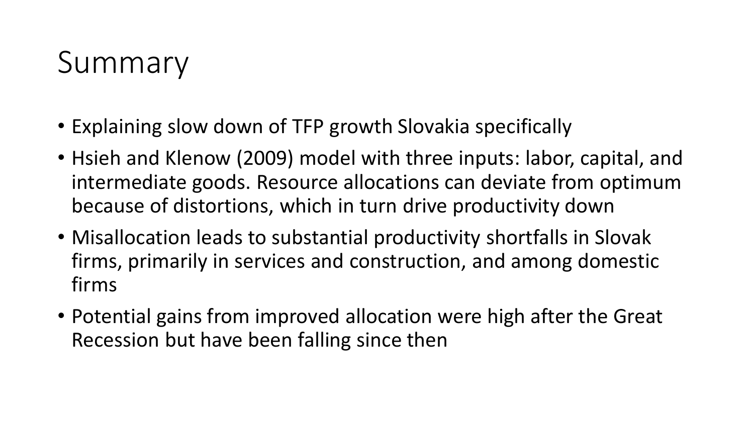# Summary

- Explaining slow down of TFP growth Slovakia specifically
- Hsieh and Klenow (2009) model with three inputs: labor, capital, and intermediate goods. Resource allocations can deviate from optimum because of distortions, which in turn drive productivity down
- Misallocation leads to substantial productivity shortfalls in Slovak firms, primarily in services and construction, and among domestic firms
- Potential gains from improved allocation were high after the Great Recession but have been falling since then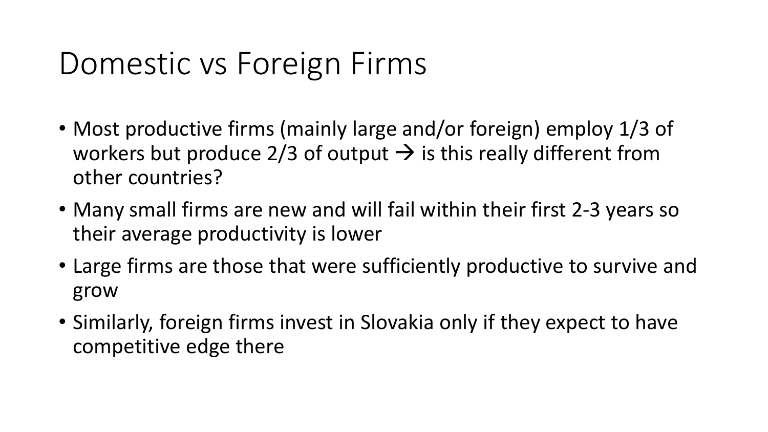# Domestic vs Foreign Firms

- Most productive firms (mainly large and/or foreign) employ 1/3 of workers but produce 2/3 of output → is this really different from other countries?
- Many small firms are new and will fail within their first 2-3 years so their average productivity is lower
- Large firms are those that were sufficiently productive to survive and grow
- Similarly, foreign firms invest in Slovakia only if they expect to have competitive edge there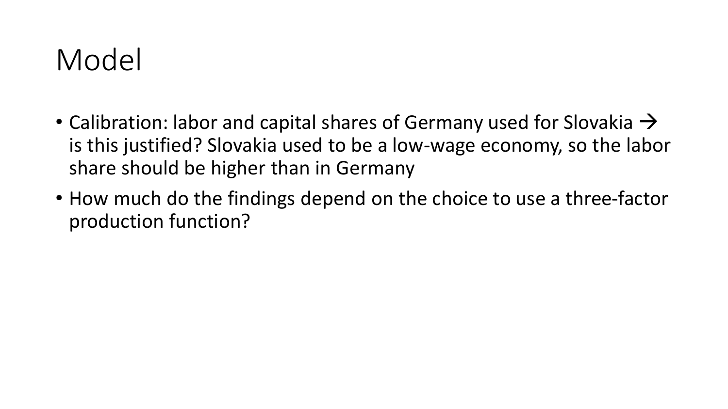# Model

- Calibration: labor and capital shares of Germany used for Slovakia → is this justified? Slovakia used to be a low-wage economy, so the labor share should be higher than in Germany
- How much do the findings depend on the choice to use a three-factor production function?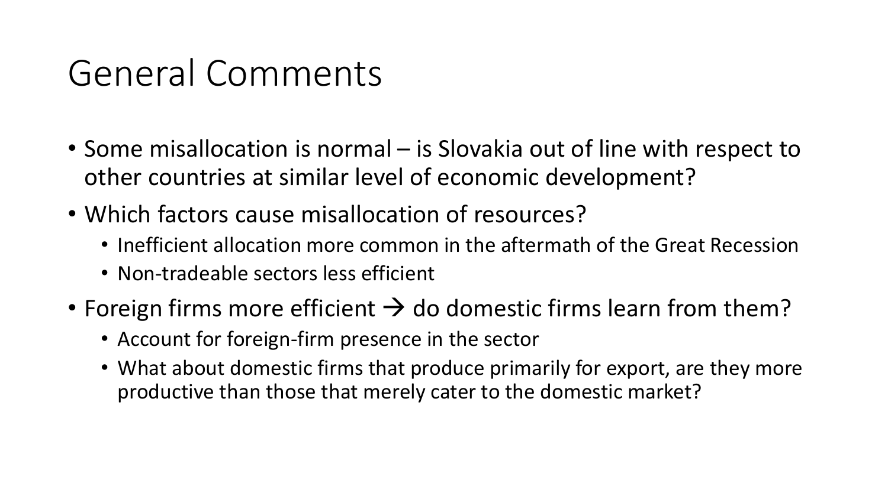# General Comments

- Some misallocation is normal – is Slovakia out of line with respect to other countries at similar level of economic development?
- Which factors cause misallocation of resources?
  - Inefficient allocation more common in the aftermath of the Great Recession
  - Non-tradeable sectors less efficient
- Foreign firms more efficient → do domestic firms learn from them?
  - Account for foreign-firm presence in the sector
  - What about domestic firms that produce primarily for export, are they more productive than those that merely cater to the domestic market?